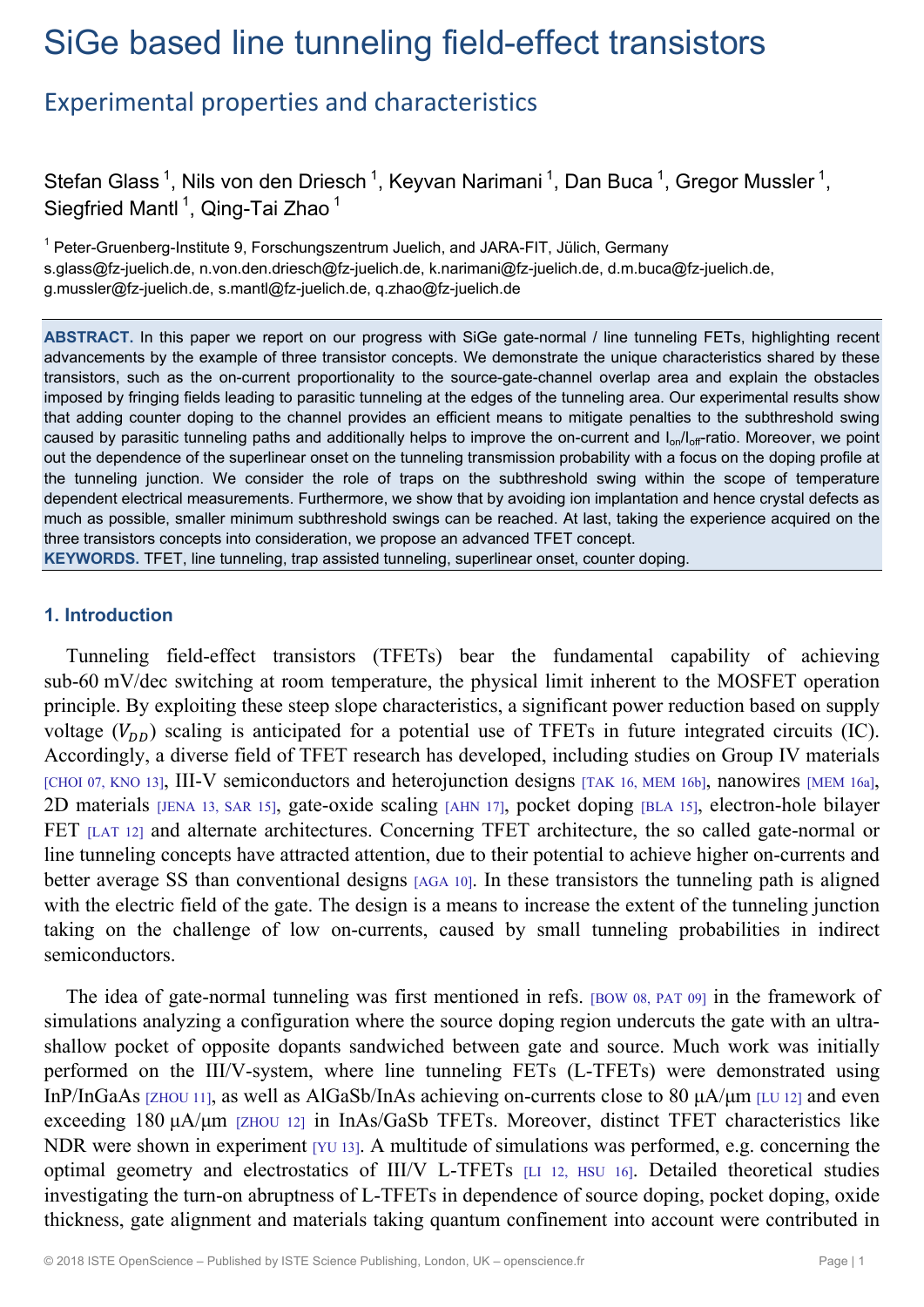# SiGe based line tunneling field-effect transistors

## Experimental properties and characteristics

Stefan Glass [1], Nils von den Driesch [1], Keyvan Narimani [1], Dan Buca [1], Gregor Mussler [1], Siegfried Mantl [1], Qing-Tai Zhao [1]

[1] Peter-Gruenberg-Institute 9, Forschungszentrum Juelich, and JARA-FIT, Jülich, Germany
s.glass@fz-juelich.de, n.von.den.driesch@fz-juelich.de, k.narimani@fz-juelich.de, d.m.buca@fz-juelich.de, g.mussler@fz-juelich.de, s.mantl@fz-juelich.de, q.zhao@fz-juelich.de

**ABSTRACT.** In this paper we report on our progress with SiGe gate-normal / line tunneling FETs, highlighting recent advancements by the example of three transistor concepts. We demonstrate the unique characteristics shared by these transistors, such as the on-current proportionality to the source-gate-channel overlap area and explain the obstacles imposed by fringing fields leading to parasitic tunneling at the edges of the tunneling area. Our experimental results show that adding counter doping to the channel provides an efficient means to mitigate penalties to the subthreshold swing caused by parasitic tunneling paths and additionally helps to improve the on-current and $I_{on}/I_{off}$-ratio. Moreover, we point out the dependence of the superlinear onset on the tunneling transmission probability with a focus on the doping profile at the tunneling junction. We consider the role of traps on the subthreshold swing within the scope of temperature dependent electrical measurements. Furthermore, we show that by avoiding ion implantation and hence crystal defects as much as possible, smaller minimum subthreshold swings can be reached. At last, taking the experience acquired on the three transistors concepts into consideration, we propose an advanced TFET concept.

**KEYWORDS.** TFET, line tunneling, trap assisted tunneling, superlinear onset, counter doping.

### 1. Introduction

Tunneling field-effect transistors (TFETs) bear the fundamental capability of achieving sub-60 mV/dec switching at room temperature, the physical limit inherent to the MOSFET operation principle. By exploiting these steep slope characteristics, a significant power reduction based on supply voltage ($V_{DD}$) scaling is anticipated for a potential use of TFETs in future integrated circuits (IC). Accordingly, a diverse field of TFET research has developed, including studies on Group IV materials [CHOI 07, KNO 13], III-V semiconductors and heterojunction designs [TAK 16, MEM 16b], nanowires [MEM 16a], 2D materials [JENA 13, SAR 15], gate-oxide scaling [AHN 17], pocket doping [BLA 15], electron-hole bilayer FET [LAT 12] and alternate architectures. Concerning TFET architecture, the so called gate-normal or line tunneling concepts have attracted attention, due to their potential to achieve higher on-currents and better average SS than conventional designs [AGA 10]. In these transistors the tunneling path is aligned with the electric field of the gate. The design is a means to increase the extent of the tunneling junction taking on the challenge of low on-currents, caused by small tunneling probabilities in indirect semiconductors.

The idea of gate-normal tunneling was first mentioned in refs. [BOW 08, PAT 09] in the framework of simulations analyzing a configuration where the source doping region undercuts the gate with an ultra-shallow pocket of opposite dopants sandwiched between gate and source. Much work was initially performed on the III/V-system, where line tunneling FETs (L-TFETs) were demonstrated using InP/InGaAs [ZHOU 11], as well as AlGaSb/InAs achieving on-currents close to 80 µA/µm [LU 12] and even exceeding 180 µA/µm [ZHOU 12] in InAs/GaSb TFETs. Moreover, distinct TFET characteristics like NDR were shown in experiment [YU 13]. A multitude of simulations was performed, e.g. concerning the optimal geometry and electrostatics of III/V L-TFETs [LI 12, HSU 16]. Detailed theoretical studies investigating the turn-on abruptness of L-TFETs in dependence of source doping, pocket doping, oxide thickness, gate alignment and materials taking quantum confinement into account were contributed in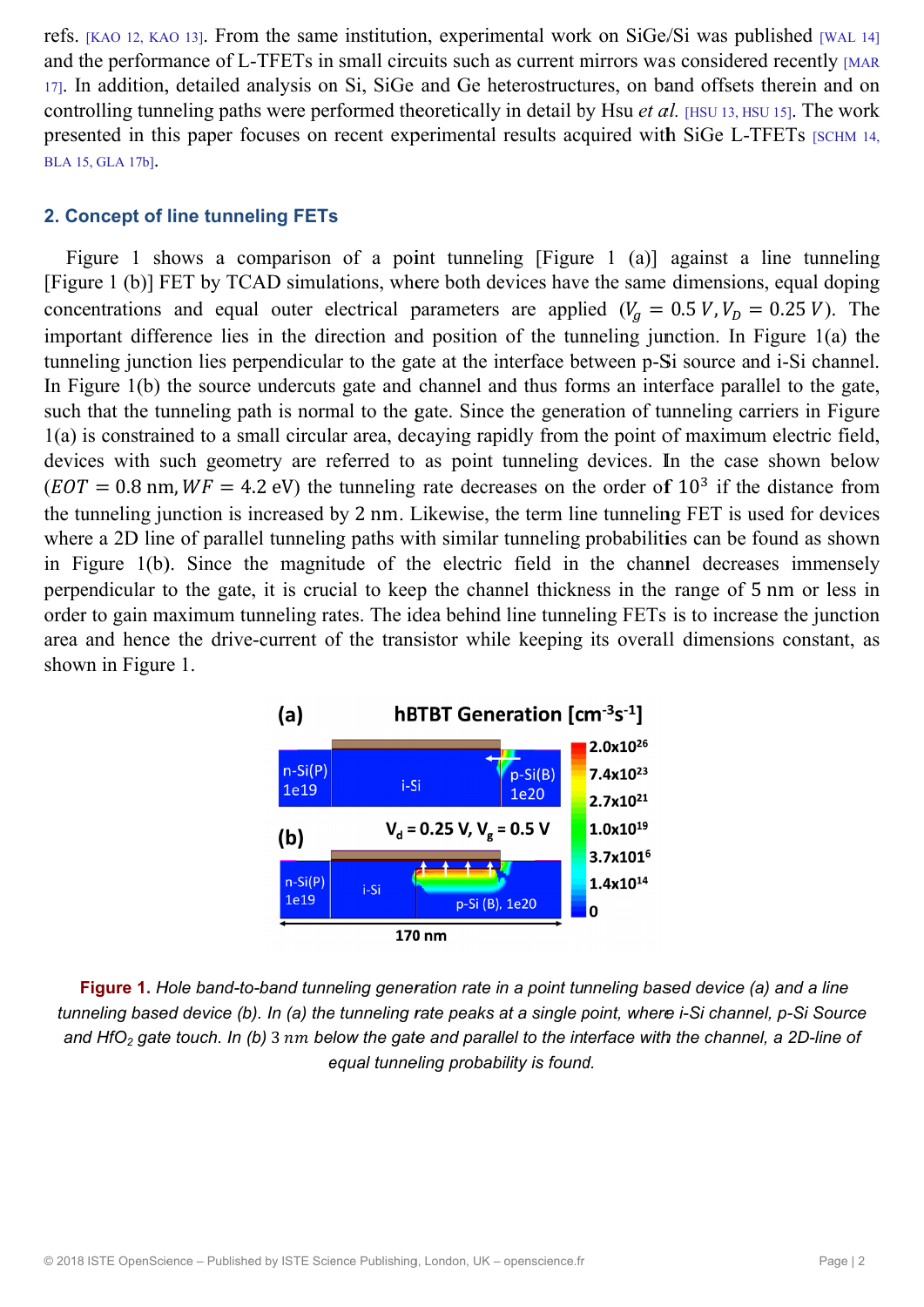refs. [KAO 12, KAO 13]. From the same institution, experimental work on SiGe/Si was published [WAL 14] and the performance of L-TFETs in small circuits such as current mirrors was considered recently [MAR 17]. In addition, detailed analysis on Si, SiGe and Ge heterostructures, on band offsets therein and on controlling tunneling paths were performed theoretically in detail by Hsu *et al.* [HSU 13, HSU 15]. The work presented in this paper focuses on recent experimental results acquired with SiGe L-TFETs [SCHM 14, BLA 15, GLA 17b].

## 2. Concept of line tunneling FETs

Figure 1 shows a comparison of a point tunneling [Figure 1 (a)] against a line tunneling [Figure 1 (b)] FET by TCAD simulations, where both devices have the same dimensions, equal doping concentrations and equal outer electrical parameters are applied ($V_g = 0.5\,V, V_D = 0.25\,V$). The important difference lies in the direction and position of the tunneling junction. In Figure 1(a) the tunneling junction lies perpendicular to the gate at the interface between p-Si source and i-Si channel. In Figure 1(b) the source undercuts gate and channel and thus forms an interface parallel to the gate, such that the tunneling path is normal to the gate. Since the generation of tunneling carriers in Figure 1(a) is constrained to a small circular area, decaying rapidly from the point of maximum electric field, devices with such geometry are referred to as point tunneling devices. In the case shown below ($EOT = 0.8$ nm, $WF = 4.2$ eV) the tunneling rate decreases on the order of $10^3$ if the distance from the tunneling junction is increased by 2 nm. Likewise, the term line tunneling FET is used for devices where a 2D line of parallel tunneling paths with similar tunneling probabilities can be found as shown in Figure 1(b). Since the magnitude of the electric field in the channel decreases immensely perpendicular to the gate, it is crucial to keep the channel thickness in the range of 5 nm or less in order to gain maximum tunneling rates. The idea behind line tunneling FETs is to increase the junction area and hence the drive-current of the transistor while keeping its overall dimensions constant, as shown in Figure 1.

**Figure 1.** *Hole band-to-band tunneling generation rate in a point tunneling based device (a) and a line tunneling based device (b). In (a) the tunneling rate peaks at a single point, where i-Si channel, p-Si Source and $HfO_2$ gate touch. In (b) 3 nm below the gate and parallel to the interface with the channel, a 2D-line of equal tunneling probability is found.*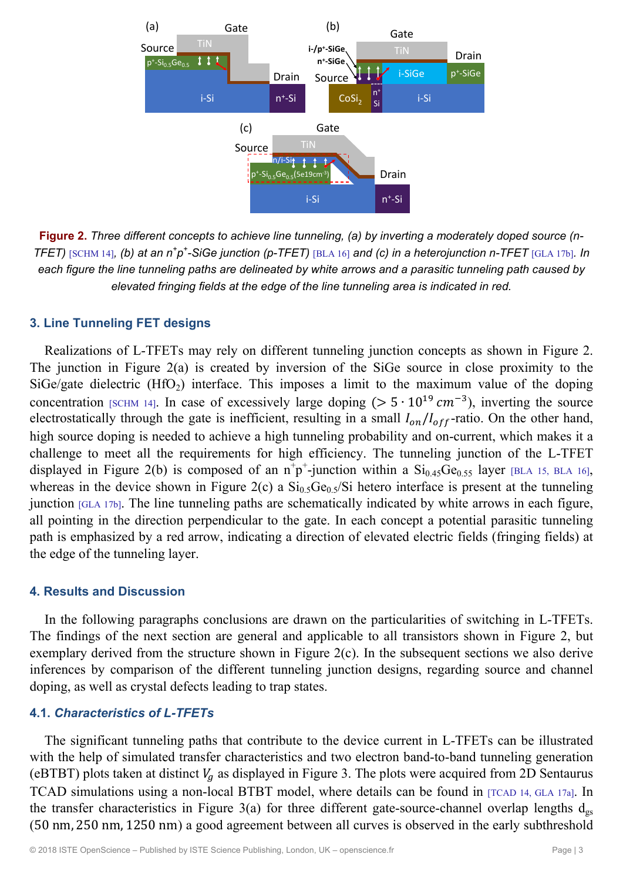*Figure 2. Three different concepts to achieve line tunneling, (a) by inverting a moderately doped source (n-TFET) [SCHM 14], (b) at an n*[+]*p*[+]*-SiGe junction (p-TFET) [BLA 16] and (c) in a heterojunction n-TFET [GLA 17b]. In each figure the line tunneling paths are delineated by white arrows and a parasitic tunneling path caused by elevated fringing fields at the edge of the line tunneling area is indicated in red.*

## 3. Line Tunneling FET designs

Realizations of L-TFETs may rely on different tunneling junction concepts as shown in Figure 2. The junction in Figure 2(a) is created by inversion of the SiGe source in close proximity to the SiGe/gate dielectric ($HfO_2$) interface. This imposes a limit to the maximum value of the doping concentration [SCHM 14]. In case of excessively large doping ($> 5 \cdot 10^{19}\, cm^{-3}$), inverting the source electrostatically through the gate is inefficient, resulting in a small $I_{on}/I_{off}$-ratio. On the other hand, high source doping is needed to achieve a high tunneling probability and on-current, which makes it a challenge to meet all the requirements for high efficiency. The tunneling junction of the L-TFET displayed in Figure 2(b) is composed of an $n^+p^+$-junction within a $Si_{0.45}Ge_{0.55}$ layer [BLA 15, BLA 16], whereas in the device shown in Figure 2(c) a $Si_{0.5}Ge_{0.5}$/Si hetero interface is present at the tunneling junction [GLA 17b]. The line tunneling paths are schematically indicated by white arrows in each figure, all pointing in the direction perpendicular to the gate. In each concept a potential parasitic tunneling path is emphasized by a red arrow, indicating a direction of elevated electric fields (fringing fields) at the edge of the tunneling layer.

## 4. Results and Discussion

In the following paragraphs conclusions are drawn on the particularities of switching in L-TFETs. The findings of the next section are general and applicable to all transistors shown in Figure 2, but exemplary derived from the structure shown in Figure 2(c). In the subsequent sections we also derive inferences by comparison of the different tunneling junction designs, regarding source and channel doping, as well as crystal defects leading to trap states.

### 4.1. *Characteristics of L-TFETs*

The significant tunneling paths that contribute to the device current in L-TFETs can be illustrated with the help of simulated transfer characteristics and two electron band-to-band tunneling generation (eBTBT) plots taken at distinct $V_g$ as displayed in Figure 3. The plots were acquired from 2D Sentaurus TCAD simulations using a non-local BTBT model, where details can be found in [TCAD 14, GLA 17a]. In the transfer characteristics in Figure 3(a) for three different gate-source-channel overlap lengths $d_{gs}$ (50 nm, 250 nm, 1250 nm) a good agreement between all curves is observed in the early subthreshold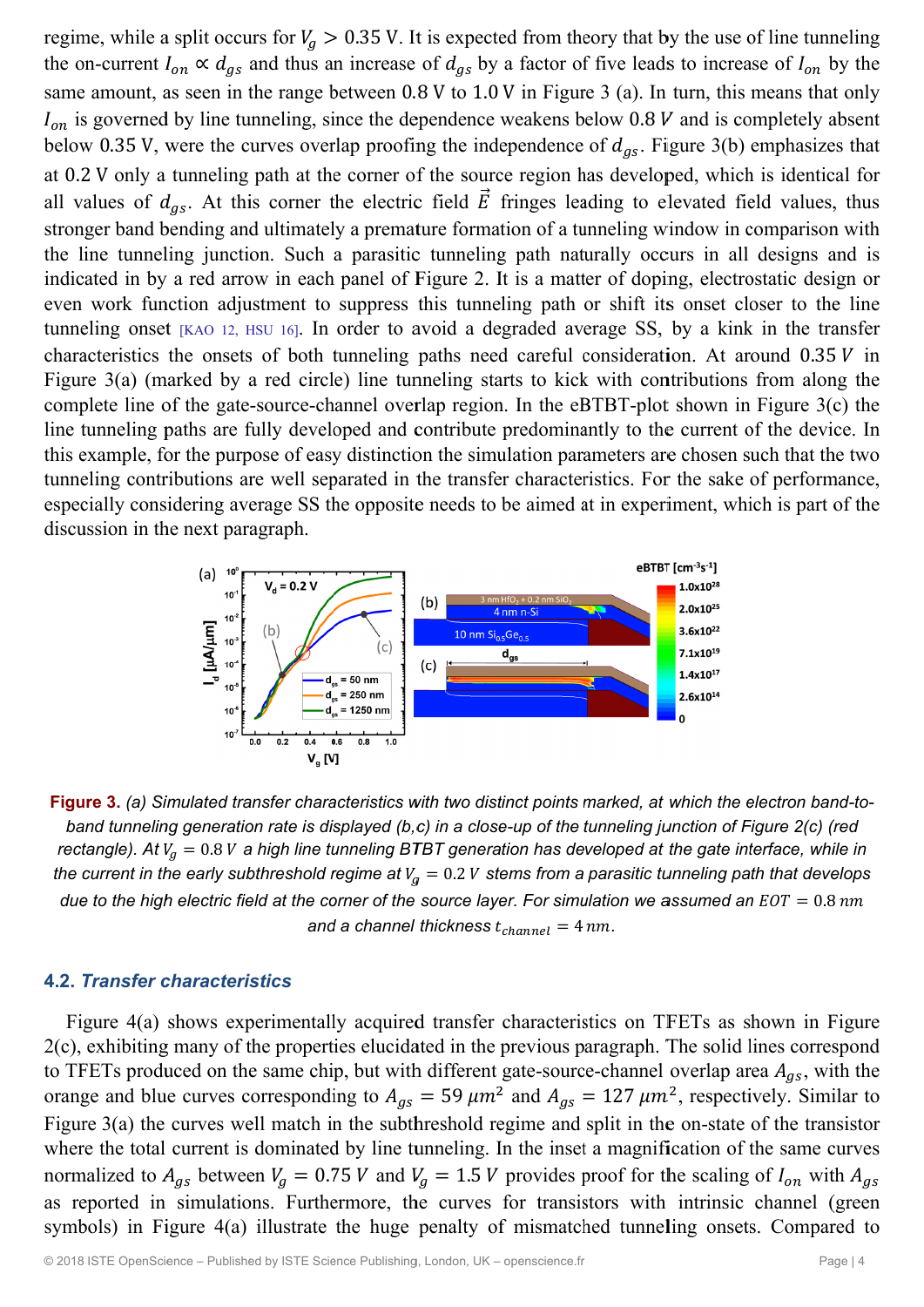regime, while a split occurs for $V_g > 0.35$ V. It is expected from theory that by the use of line tunneling the on-current $I_{on} \propto d_{gs}$ and thus an increase of $d_{gs}$ by a factor of five leads to increase of $I_{on}$ by the same amount, as seen in the range between 0.8 V to 1.0 V in Figure 3 (a). In turn, this means that only $I_{on}$ is governed by line tunneling, since the dependence weakens below 0.8 $V$ and is completely absent below 0.35 V, were the curves overlap proofing the independence of $d_{gs}$. Figure 3(b) emphasizes that at 0.2 V only a tunneling path at the corner of the source region has developed, which is identical for all values of $d_{gs}$. At this corner the electric field $\vec{E}$ fringes leading to elevated field values, thus stronger band bending and ultimately a premature formation of a tunneling window in comparison with the line tunneling junction. Such a parasitic tunneling path naturally occurs in all designs and is indicated in by a red arrow in each panel of Figure 2. It is a matter of doping, electrostatic design or even work function adjustment to suppress this tunneling path or shift its onset closer to the line tunneling onset [KAO 12, HSU 16]. In order to avoid a degraded average SS, by a kink in the transfer characteristics the onsets of both tunneling paths need careful consideration. At around 0.35 $V$ in Figure 3(a) (marked by a red circle) line tunneling starts to kick with contributions from along the complete line of the gate-source-channel overlap region. In the eBTBT-plot shown in Figure 3(c) the line tunneling paths are fully developed and contribute predominantly to the current of the device. In this example, for the purpose of easy distinction the simulation parameters are chosen such that the two tunneling contributions are well separated in the transfer characteristics. For the sake of performance, especially considering average SS the opposite needs to be aimed at in experiment, which is part of the discussion in the next paragraph.

**Figure 3.** *(a) Simulated transfer characteristics with two distinct points marked, at which the electron band-to-band tunneling generation rate is displayed (b,c) in a close-up of the tunneling junction of Figure 2(c) (red rectangle). At $V_g = 0.8\,V$ a high line tunneling BTBT generation has developed at the gate interface, while in the current in the early subthreshold regime at $V_g = 0.2\,V$ stems from a parasitic tunneling path that develops due to the high electric field at the corner of the source layer. For simulation we assumed an $EOT = 0.8\,nm$ and a channel thickness $t_{channel} = 4\,nm$.*

### 4.2. *Transfer characteristics*

Figure 4(a) shows experimentally acquired transfer characteristics on TFETs as shown in Figure 2(c), exhibiting many of the properties elucidated in the previous paragraph. The solid lines correspond to TFETs produced on the same chip, but with different gate-source-channel overlap area $A_{gs}$, with the orange and blue curves corresponding to $A_{gs} = 59\,\mu m^2$ and $A_{gs} = 127\,\mu m^2$, respectively. Similar to Figure 3(a) the curves well match in the subthreshold regime and split in the on-state of the transistor where the total current is dominated by line tunneling. In the inset a magnification of the same curves normalized to $A_{gs}$ between $V_g = 0.75\,V$ and $V_g = 1.5\,V$ provides proof for the scaling of $I_{on}$ with $A_{gs}$ as reported in simulations. Furthermore, the curves for transistors with intrinsic channel (green symbols) in Figure 4(a) illustrate the huge penalty of mismatched tunneling onsets. Compared to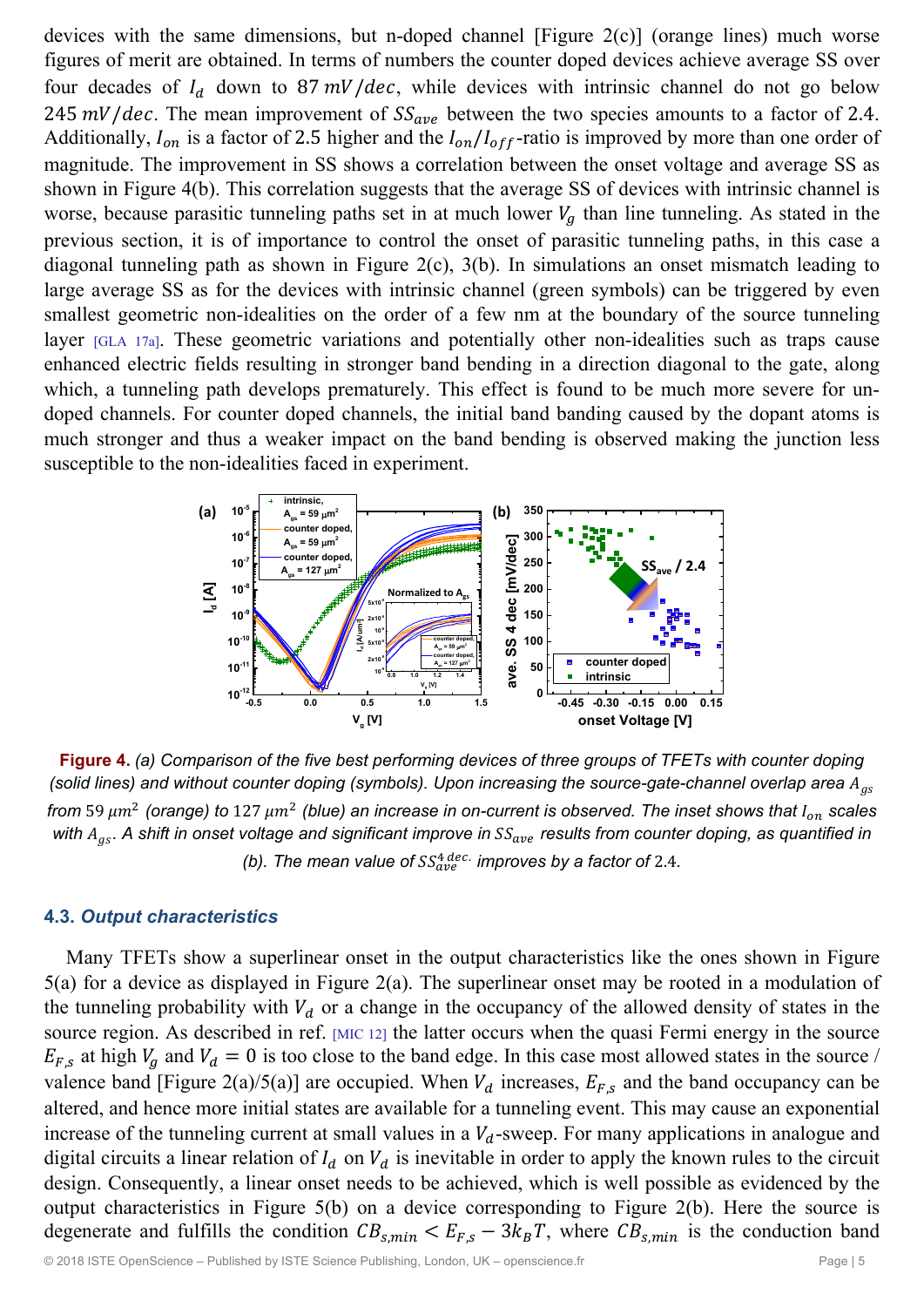devices with the same dimensions, but n-doped channel [Figure 2(c)] (orange lines) much worse figures of merit are obtained. In terms of numbers the counter doped devices achieve average SS over four decades of $I_d$ down to $87\ mV/dec$, while devices with intrinsic channel do not go below $245\ mV/dec$. The mean improvement of $SS_{ave}$ between the two species amounts to a factor of 2.4. Additionally, $I_{on}$ is a factor of 2.5 higher and the $I_{on}/I_{off}$-ratio is improved by more than one order of magnitude. The improvement in SS shows a correlation between the onset voltage and average SS as shown in Figure 4(b). This correlation suggests that the average SS of devices with intrinsic channel is worse, because parasitic tunneling paths set in at much lower $V_g$ than line tunneling. As stated in the previous section, it is of importance to control the onset of parasitic tunneling paths, in this case a diagonal tunneling path as shown in Figure 2(c), 3(b). In simulations an onset mismatch leading to large average SS as for the devices with intrinsic channel (green symbols) can be triggered by even smallest geometric non-idealities on the order of a few nm at the boundary of the source tunneling layer [GLA 17a]. These geometric variations and potentially other non-idealities such as traps cause enhanced electric fields resulting in stronger band bending in a direction diagonal to the gate, along which, a tunneling path develops prematurely. This effect is found to be much more severe for un-doped channels. For counter doped channels, the initial band banding caused by the dopant atoms is much stronger and thus a weaker impact on the band bending is observed making the junction less susceptible to the non-idealities faced in experiment.

**Figure 4.** *(a) Comparison of the five best performing devices of three groups of TFETs with counter doping (solid lines) and without counter doping (symbols). Upon increasing the source-gate-channel overlap area $A_{gs}$ from $59\ \mu m^2$ (orange) to $127\ \mu m^2$ (blue) an increase in on-current is observed. The inset shows that $I_{on}$ scales with $A_{gs}$. A shift in onset voltage and significant improve in $SS_{ave}$ results from counter doping, as quantified in (b). The mean value of $SS_{ave}^{4\ dec.}$ improves by a factor of 2.4.*

### 4.3. *Output characteristics*

Many TFETs show a superlinear onset in the output characteristics like the ones shown in Figure 5(a) for a device as displayed in Figure 2(a). The superlinear onset may be rooted in a modulation of the tunneling probability with $V_d$ or a change in the occupancy of the allowed density of states in the source region. As described in ref. [MIC 12] the latter occurs when the quasi Fermi energy in the source $E_{F,s}$ at high $V_g$ and $V_d = 0$ is too close to the band edge. In this case most allowed states in the source / valence band [Figure 2(a)/5(a)] are occupied. When $V_d$ increases, $E_{F,s}$ and the band occupancy can be altered, and hence more initial states are available for a tunneling event. This may cause an exponential increase of the tunneling current at small values in a $V_d$-sweep. For many applications in analogue and digital circuits a linear relation of $I_d$ on $V_d$ is inevitable in order to apply the known rules to the circuit design. Consequently, a linear onset needs to be achieved, which is well possible as evidenced by the output characteristics in Figure 5(b) on a device corresponding to Figure 2(b). Here the source is degenerate and fulfills the condition $CB_{s,min} < E_{F,s} - 3k_BT$, where $CB_{s,min}$ is the conduction band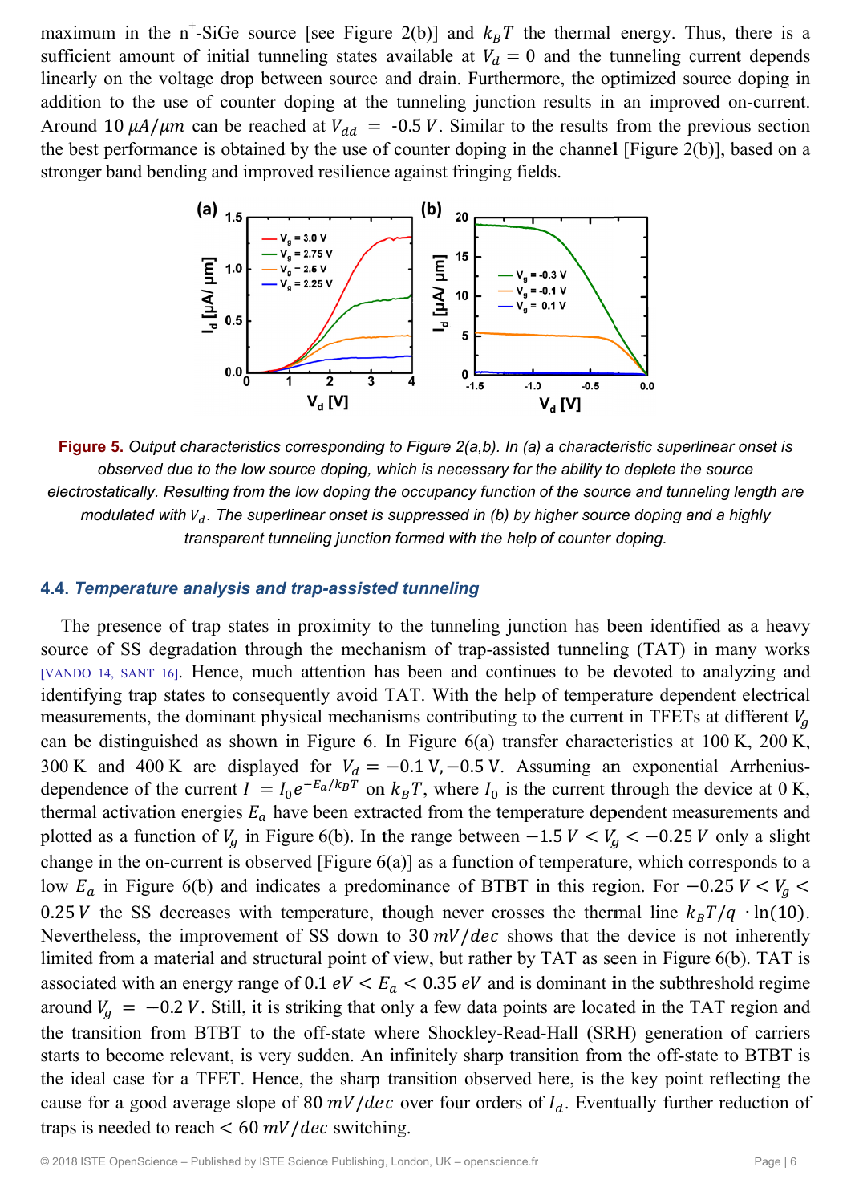maximum in the n$^+$-SiGe source [see Figure 2(b)] and $k_B T$ the thermal energy. Thus, there is a sufficient amount of initial tunneling states available at $V_d = 0$ and the tunneling current depends linearly on the voltage drop between source and drain. Furthermore, the optimized source doping in addition to the use of counter doping at the tunneling junction results in an improved on-current. Around 10 $\mu A/\mu m$ can be reached at $V_{dd} = -0.5\ V$. Similar to the results from the previous section the best performance is obtained by the use of counter doping in the channel [Figure 2(b)], based on a stronger band bending and improved resilience against fringing fields.

**Figure 5.** *Output characteristics corresponding to Figure 2(a,b). In (a) a characteristic superlinear onset is observed due to the low source doping, which is necessary for the ability to deplete the source electrostatically. Resulting from the low doping the occupancy function of the source and tunneling length are modulated with $V_d$. The superlinear onset is suppressed in (b) by higher source doping and a highly transparent tunneling junction formed with the help of counter doping.*

### 4.4. *Temperature analysis and trap-assisted tunneling*

The presence of trap states in proximity to the tunneling junction has been identified as a heavy source of SS degradation through the mechanism of trap-assisted tunneling (TAT) in many works [VANDO 14, SANT 16]. Hence, much attention has been and continues to be devoted to analyzing and identifying trap states to consequently avoid TAT. With the help of temperature dependent electrical measurements, the dominant physical mechanisms contributing to the current in TFETs at different $V_g$ can be distinguished as shown in Figure 6. In Figure 6(a) transfer characteristics at 100 K, 200 K, 300 K and 400 K are displayed for $V_d = -0.1\ V, -0.5\ V$. Assuming an exponential Arrhenius-dependence of the current $I = I_0 e^{-E_a/k_B T}$ on $k_B T$, where $I_0$ is the current through the device at 0 K, thermal activation energies $E_a$ have been extracted from the temperature dependent measurements and plotted as a function of $V_g$ in Figure 6(b). In the range between $-1.5\ V < V_g < -0.25\ V$ only a slight change in the on-current is observed [Figure 6(a)] as a function of temperature, which corresponds to a low $E_a$ in Figure 6(b) and indicates a predominance of BTBT in this region. For $-0.25\ V < V_g < 0.25\ V$ the SS decreases with temperature, though never crosses the thermal line $k_B T/q \cdot \ln(10)$. Nevertheless, the improvement of SS down to 30 $mV/dec$ shows that the device is not inherently limited from a material and structural point of view, but rather by TAT as seen in Figure 6(b). TAT is associated with an energy range of $0.1\ eV < E_a < 0.35\ eV$ and is dominant in the subthreshold regime around $V_g = -0.2\ V$. Still, it is striking that only a few data points are located in the TAT region and the transition from BTBT to the off-state where Shockley-Read-Hall (SRH) generation of carriers starts to become relevant, is very sudden. An infinitely sharp transition from the off-state to BTBT is the ideal case for a TFET. Hence, the sharp transition observed here, is the key point reflecting the cause for a good average slope of 80 $mV/dec$ over four orders of $I_d$. Eventually further reduction of traps is needed to reach < 60 $mV/dec$ switching.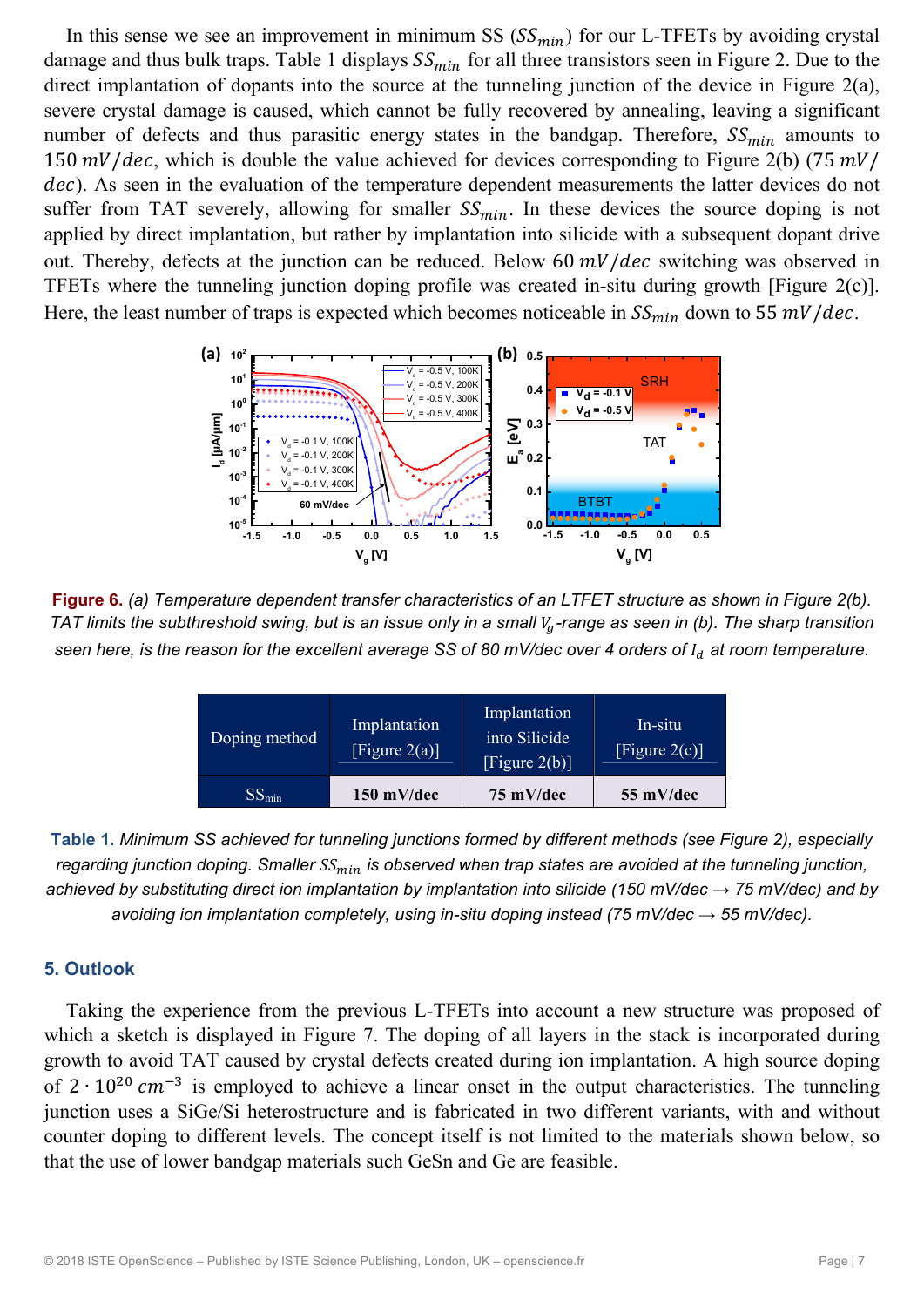In this sense we see an improvement in minimum SS ($SS_{min}$) for our L-TFETs by avoiding crystal damage and thus bulk traps. Table 1 displays $SS_{min}$ for all three transistors seen in Figure 2. Due to the direct implantation of dopants into the source at the tunneling junction of the device in Figure 2(a), severe crystal damage is caused, which cannot be fully recovered by annealing, leaving a significant number of defects and thus parasitic energy states in the bandgap. Therefore, $SS_{min}$ amounts to $150\ mV/dec$, which is double the value achieved for devices corresponding to Figure 2(b) ($75\ mV/dec$). As seen in the evaluation of the temperature dependent measurements the latter devices do not suffer from TAT severely, allowing for smaller $SS_{min}$. In these devices the source doping is not applied by direct implantation, but rather by implantation into silicide with a subsequent dopant drive out. Thereby, defects at the junction can be reduced. Below $60\ mV/dec$ switching was observed in TFETs where the tunneling junction doping profile was created in-situ during growth [Figure 2(c)]. Here, the least number of traps is expected which becomes noticeable in $SS_{min}$ down to $55\ mV/dec$.

**Figure 6.** *(a) Temperature dependent transfer characteristics of an LTFET structure as shown in Figure 2(b). TAT limits the subthreshold swing, but is an issue only in a small $V_g$-range as seen in (b). The sharp transition seen here, is the reason for the excellent average SS of 80 mV/dec over 4 orders of $I_d$ at room temperature.*

| Doping method | Implantation [Figure 2(a)] | Implantation into Silicide [Figure 2(b)] | In-situ [Figure 2(c)] |
|---|---|---|---|
| $SS_{min}$ | **150 mV/dec** | **75 mV/dec** | **55 mV/dec** |

**Table 1.** *Minimum SS achieved for tunneling junctions formed by different methods (see Figure 2), especially regarding junction doping. Smaller $SS_{min}$ is observed when trap states are avoided at the tunneling junction, achieved by substituting direct ion implantation by implantation into silicide (150 mV/dec → 75 mV/dec) and by avoiding ion implantation completely, using in-situ doping instead (75 mV/dec → 55 mV/dec).*

## 5. Outlook

Taking the experience from the previous L-TFETs into account a new structure was proposed of which a sketch is displayed in Figure 7. The doping of all layers in the stack is incorporated during growth to avoid TAT caused by crystal defects created during ion implantation. A high source doping of $2 \cdot 10^{20}\ cm^{-3}$ is employed to achieve a linear onset in the output characteristics. The tunneling junction uses a SiGe/Si heterostructure and is fabricated in two different variants, with and without counter doping to different levels. The concept itself is not limited to the materials shown below, so that the use of lower bandgap materials such GeSn and Ge are feasible.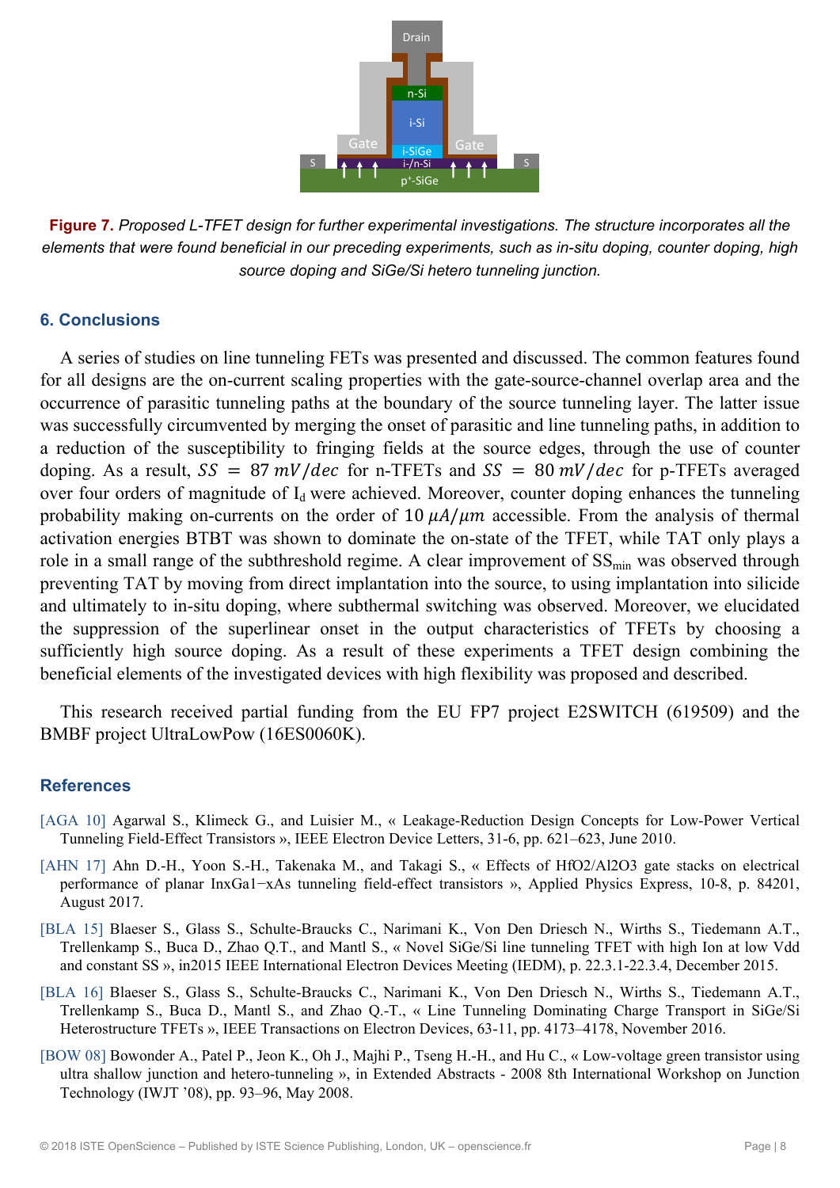**Figure 7.** *Proposed L-TFET design for further experimental investigations. The structure incorporates all the elements that were found beneficial in our preceding experiments, such as in-situ doping, counter doping, high source doping and SiGe/Si hetero tunneling junction.*

## 6. Conclusions

A series of studies on line tunneling FETs was presented and discussed. The common features found for all designs are the on-current scaling properties with the gate-source-channel overlap area and the occurrence of parasitic tunneling paths at the boundary of the source tunneling layer. The latter issue was successfully circumvented by merging the onset of parasitic and line tunneling paths, in addition to a reduction of the susceptibility to fringing fields at the source edges, through the use of counter doping. As a result, $SS = 87\,mV/dec$ for n-TFETs and $SS = 80\,mV/dec$ for p-TFETs averaged over four orders of magnitude of $I_d$ were achieved. Moreover, counter doping enhances the tunneling probability making on-currents on the order of $10\,\mu A/\mu m$ accessible. From the analysis of thermal activation energies BTBT was shown to dominate the on-state of the TFET, while TAT only plays a role in a small range of the subthreshold regime. A clear improvement of $SS_{min}$ was observed through preventing TAT by moving from direct implantation into the source, to using implantation into silicide and ultimately to in-situ doping, where subthermal switching was observed. Moreover, we elucidated the suppression of the superlinear onset in the output characteristics of TFETs by choosing a sufficiently high source doping. As a result of these experiments a TFET design combining the beneficial elements of the investigated devices with high flexibility was proposed and described.

This research received partial funding from the EU FP7 project E2SWITCH (619509) and the BMBF project UltraLowPow (16ES0060K).

## References

[AGA 10] Agarwal S., Klimeck G., and Luisier M., « Leakage-Reduction Design Concepts for Low-Power Vertical Tunneling Field-Effect Transistors », IEEE Electron Device Letters, 31-6, pp. 621–623, June 2010.

[AHN 17] Ahn D.-H., Yoon S.-H., Takenaka M., and Takagi S., « Effects of HfO2/Al2O3 gate stacks on electrical performance of planar InxGa1−xAs tunneling field-effect transistors », Applied Physics Express, 10-8, p. 84201, August 2017.

[BLA 15] Blaeser S., Glass S., Schulte-Braucks C., Narimani K., Von Den Driesch N., Wirths S., Tiedemann A.T., Trellenkamp S., Buca D., Zhao Q.T., and Mantl S., « Novel SiGe/Si line tunneling TFET with high Ion at low Vdd and constant SS », in2015 IEEE International Electron Devices Meeting (IEDM), p. 22.3.1-22.3.4, December 2015.

[BLA 16] Blaeser S., Glass S., Schulte-Braucks C., Narimani K., Von Den Driesch N., Wirths S., Tiedemann A.T., Trellenkamp S., Buca D., Mantl S., and Zhao Q.-T., « Line Tunneling Dominating Charge Transport in SiGe/Si Heterostructure TFETs », IEEE Transactions on Electron Devices, 63-11, pp. 4173–4178, November 2016.

[BOW 08] Bowonder A., Patel P., Jeon K., Oh J., Majhi P., Tseng H.-H., and Hu C., « Low-voltage green transistor using ultra shallow junction and hetero-tunneling », in Extended Abstracts - 2008 8th International Workshop on Junction Technology (IWJT '08), pp. 93–96, May 2008.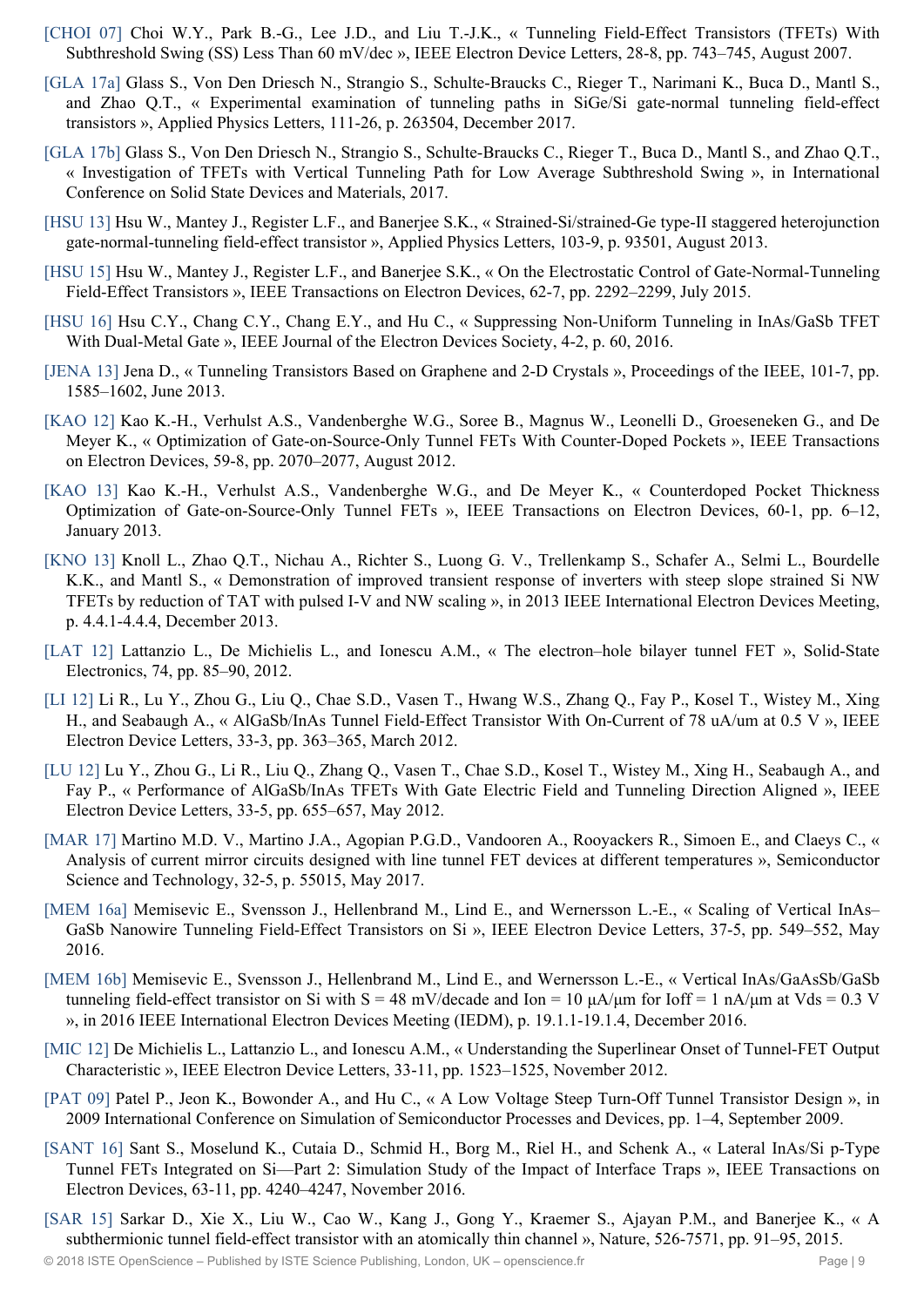[CHOI 07] Choi W.Y., Park B.-G., Lee J.D., and Liu T.-J.K., « Tunneling Field-Effect Transistors (TFETs) With Subthreshold Swing (SS) Less Than 60 mV/dec », IEEE Electron Device Letters, 28-8, pp. 743–745, August 2007.

[GLA 17a] Glass S., Von Den Driesch N., Strangio S., Schulte-Braucks C., Rieger T., Narimani K., Buca D., Mantl S., and Zhao Q.T., « Experimental examination of tunneling paths in SiGe/Si gate-normal tunneling field-effect transistors », Applied Physics Letters, 111-26, p. 263504, December 2017.

[GLA 17b] Glass S., Von Den Driesch N., Strangio S., Schulte-Braucks C., Rieger T., Buca D., Mantl S., and Zhao Q.T., « Investigation of TFETs with Vertical Tunneling Path for Low Average Subthreshold Swing », in International Conference on Solid State Devices and Materials, 2017.

[HSU 13] Hsu W., Mantey J., Register L.F., and Banerjee S.K., « Strained-Si/strained-Ge type-II staggered heterojunction gate-normal-tunneling field-effect transistor », Applied Physics Letters, 103-9, p. 93501, August 2013.

[HSU 15] Hsu W., Mantey J., Register L.F., and Banerjee S.K., « On the Electrostatic Control of Gate-Normal-Tunneling Field-Effect Transistors », IEEE Transactions on Electron Devices, 62-7, pp. 2292–2299, July 2015.

[HSU 16] Hsu C.Y., Chang C.Y., Chang E.Y., and Hu C., « Suppressing Non-Uniform Tunneling in InAs/GaSb TFET With Dual-Metal Gate », IEEE Journal of the Electron Devices Society, 4-2, p. 60, 2016.

[JENA 13] Jena D., « Tunneling Transistors Based on Graphene and 2-D Crystals », Proceedings of the IEEE, 101-7, pp. 1585–1602, June 2013.

[KAO 12] Kao K.-H., Verhulst A.S., Vandenberghe W.G., Soree B., Magnus W., Leonelli D., Groeseneken G., and De Meyer K., « Optimization of Gate-on-Source-Only Tunnel FETs With Counter-Doped Pockets », IEEE Transactions on Electron Devices, 59-8, pp. 2070–2077, August 2012.

[KAO 13] Kao K.-H., Verhulst A.S., Vandenberghe W.G., and De Meyer K., « Counterdoped Pocket Thickness Optimization of Gate-on-Source-Only Tunnel FETs », IEEE Transactions on Electron Devices, 60-1, pp. 6–12, January 2013.

[KNO 13] Knoll L., Zhao Q.T., Nichau A., Richter S., Luong G. V., Trellenkamp S., Schafer A., Selmi L., Bourdelle K.K., and Mantl S., « Demonstration of improved transient response of inverters with steep slope strained Si NW TFETs by reduction of TAT with pulsed I-V and NW scaling », in 2013 IEEE International Electron Devices Meeting, p. 4.4.1-4.4.4, December 2013.

[LAT 12] Lattanzio L., De Michielis L., and Ionescu A.M., « The electron–hole bilayer tunnel FET », Solid-State Electronics, 74, pp. 85–90, 2012.

[LI 12] Li R., Lu Y., Zhou G., Liu Q., Chae S.D., Vasen T., Hwang W.S., Zhang Q., Fay P., Kosel T., Wistey M., Xing H., and Seabaugh A., « AlGaSb/InAs Tunnel Field-Effect Transistor With On-Current of 78 uA/um at 0.5 V », IEEE Electron Device Letters, 33-3, pp. 363–365, March 2012.

[LU 12] Lu Y., Zhou G., Li R., Liu Q., Zhang Q., Vasen T., Chae S.D., Kosel T., Wistey M., Xing H., Seabaugh A., and Fay P., « Performance of AlGaSb/InAs TFETs With Gate Electric Field and Tunneling Direction Aligned », IEEE Electron Device Letters, 33-5, pp. 655–657, May 2012.

[MAR 17] Martino M.D. V., Martino J.A., Agopian P.G.D., Vandooren A., Rooyackers R., Simoen E., and Claeys C., « Analysis of current mirror circuits designed with line tunnel FET devices at different temperatures », Semiconductor Science and Technology, 32-5, p. 55015, May 2017.

[MEM 16a] Memisevic E., Svensson J., Hellenbrand M., Lind E., and Wernersson L.-E., « Scaling of Vertical InAs–GaSb Nanowire Tunneling Field-Effect Transistors on Si », IEEE Electron Device Letters, 37-5, pp. 549–552, May 2016.

[MEM 16b] Memisevic E., Svensson J., Hellenbrand M., Lind E., and Wernersson L.-E., « Vertical InAs/GaAsSb/GaSb tunneling field-effect transistor on Si with S = 48 mV/decade and Ion = 10 μA/μm for Ioff = 1 nA/μm at Vds = 0.3 V », in 2016 IEEE International Electron Devices Meeting (IEDM), p. 19.1.1-19.1.4, December 2016.

[MIC 12] De Michielis L., Lattanzio L., and Ionescu A.M., « Understanding the Superlinear Onset of Tunnel-FET Output Characteristic », IEEE Electron Device Letters, 33-11, pp. 1523–1525, November 2012.

[PAT 09] Patel P., Jeon K., Bowonder A., and Hu C., « A Low Voltage Steep Turn-Off Tunnel Transistor Design », in 2009 International Conference on Simulation of Semiconductor Processes and Devices, pp. 1–4, September 2009.

[SANT 16] Sant S., Moselund K., Cutaia D., Schmid H., Borg M., Riel H., and Schenk A., « Lateral InAs/Si p-Type Tunnel FETs Integrated on Si—Part 2: Simulation Study of the Impact of Interface Traps », IEEE Transactions on Electron Devices, 63-11, pp. 4240–4247, November 2016.

[SAR 15] Sarkar D., Xie X., Liu W., Cao W., Kang J., Gong Y., Kraemer S., Ajayan P.M., and Banerjee K., « A subthermionic tunnel field-effect transistor with an atomically thin channel », Nature, 526-7571, pp. 91–95, 2015.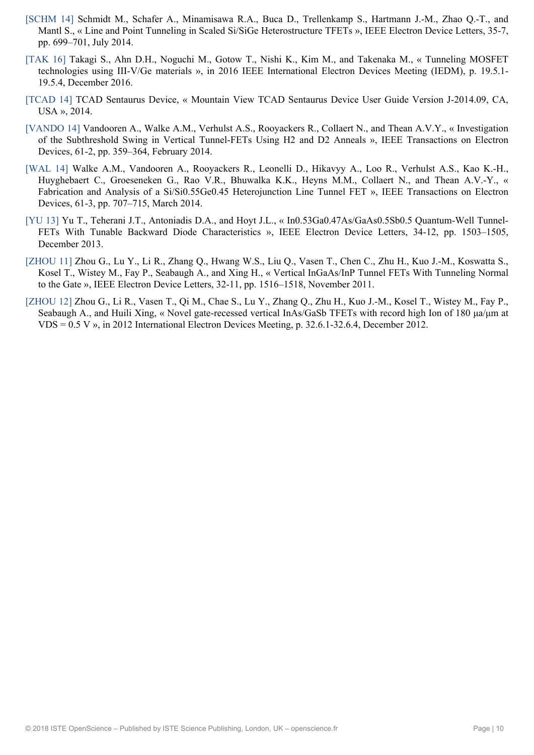[SCHM 14] Schmidt M., Schafer A., Minamisawa R.A., Buca D., Trellenkamp S., Hartmann J.-M., Zhao Q.-T., and Mantl S., « Line and Point Tunneling in Scaled Si/SiGe Heterostructure TFETs », IEEE Electron Device Letters, 35-7, pp. 699–701, July 2014.

[TAK 16] Takagi S., Ahn D.H., Noguchi M., Gotow T., Nishi K., Kim M., and Takenaka M., « Tunneling MOSFET technologies using III-V/Ge materials », in 2016 IEEE International Electron Devices Meeting (IEDM), p. 19.5.1-19.5.4, December 2016.

[TCAD 14] TCAD Sentaurus Device, « Mountain View TCAD Sentaurus Device User Guide Version J-2014.09, CA, USA », 2014.

[VANDO 14] Vandooren A., Walke A.M., Verhulst A.S., Rooyackers R., Collaert N., and Thean A.V.Y., « Investigation of the Subthreshold Swing in Vertical Tunnel-FETs Using H2 and D2 Anneals », IEEE Transactions on Electron Devices, 61-2, pp. 359–364, February 2014.

[WAL 14] Walke A.M., Vandooren A., Rooyackers R., Leonelli D., Hikavyy A., Loo R., Verhulst A.S., Kao K.-H., Huyghebaert C., Groeseneken G., Rao V.R., Bhuwalka K.K., Heyns M.M., Collaert N., and Thean A.V.-Y., « Fabrication and Analysis of a Si/Si0.55Ge0.45 Heterojunction Line Tunnel FET », IEEE Transactions on Electron Devices, 61-3, pp. 707–715, March 2014.

[YU 13] Yu T., Teherani J.T., Antoniadis D.A., and Hoyt J.L., « In0.53Ga0.47As/GaAs0.5Sb0.5 Quantum-Well Tunnel-FETs With Tunable Backward Diode Characteristics », IEEE Electron Device Letters, 34-12, pp. 1503–1505, December 2013.

[ZHOU 11] Zhou G., Lu Y., Li R., Zhang Q., Hwang W.S., Liu Q., Vasen T., Chen C., Zhu H., Kuo J.-M., Koswatta S., Kosel T., Wistey M., Fay P., Seabaugh A., and Xing H., « Vertical InGaAs/InP Tunnel FETs With Tunneling Normal to the Gate », IEEE Electron Device Letters, 32-11, pp. 1516–1518, November 2011.

[ZHOU 12] Zhou G., Li R., Vasen T., Qi M., Chae S., Lu Y., Zhang Q., Zhu H., Kuo J.-M., Kosel T., Wistey M., Fay P., Seabaugh A., and Huili Xing, « Novel gate-recessed vertical InAs/GaSb TFETs with record high Ion of 180 μa/μm at VDS = 0.5 V », in 2012 International Electron Devices Meeting, p. 32.6.1-32.6.4, December 2012.